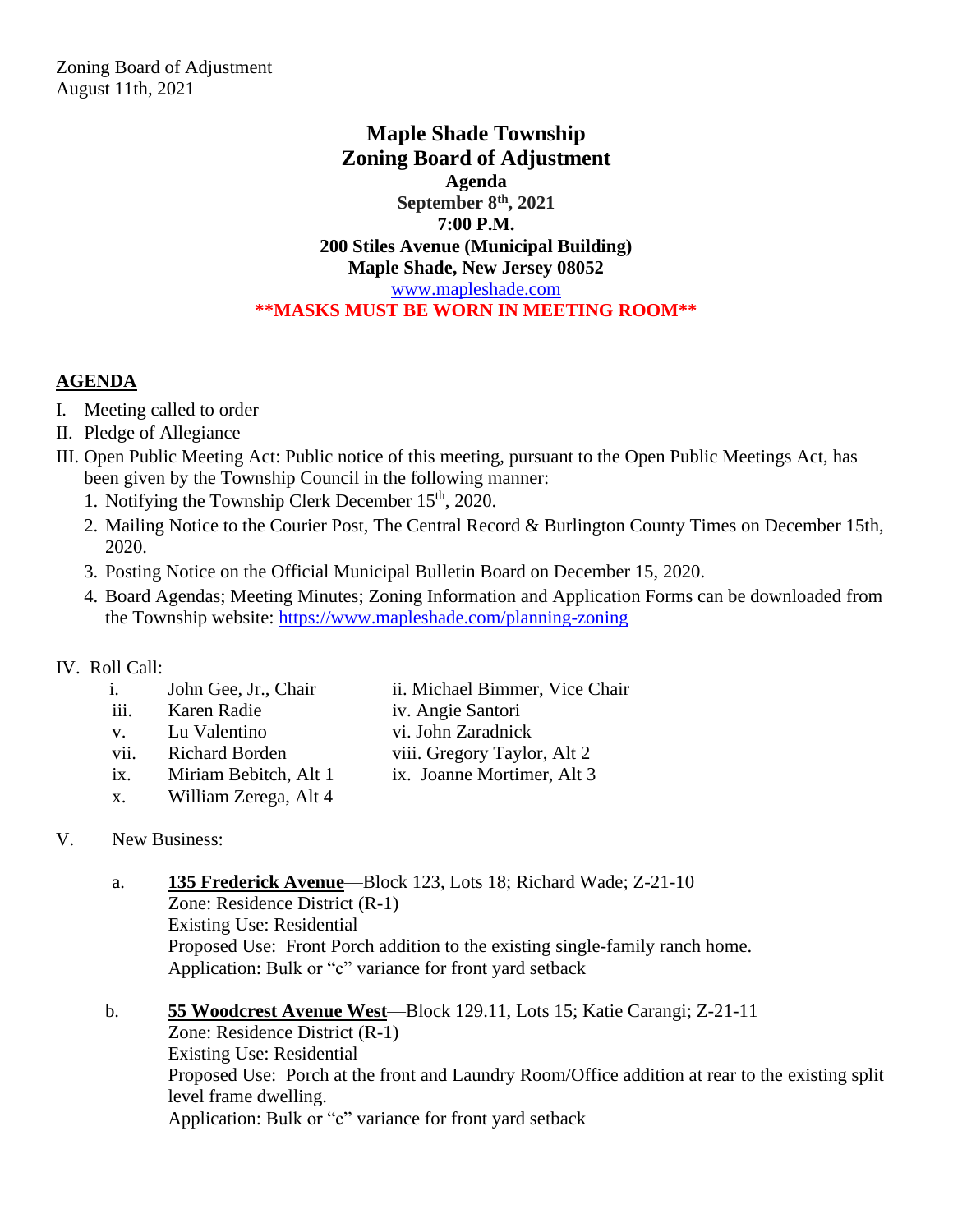Zoning Board of Adjustment
August 11th, 2021

# Maple Shade Township
# Zoning Board of Adjustment
**Agenda**
**September 8th, 2021**
**7:00 P.M.**
**200 Stiles Avenue (Municipal Building)**
**Maple Shade, New Jersey 08052**
www.mapleshade.com
**\*\*MASKS MUST BE WORN IN MEETING ROOM\*\***

## AGENDA

I. Meeting called to order
II. Pledge of Allegiance
III. Open Public Meeting Act: Public notice of this meeting, pursuant to the Open Public Meetings Act, has been given by the Township Council in the following manner:
   1. Notifying the Township Clerk December 15th, 2020.
   2. Mailing Notice to the Courier Post, The Central Record & Burlington County Times on December 15th, 2020.
   3. Posting Notice on the Official Municipal Bulletin Board on December 15, 2020.
   4. Board Agendas; Meeting Minutes; Zoning Information and Application Forms can be downloaded from the Township website: https://www.mapleshade.com/planning-zoning

IV. Roll Call:
   - i. John Gee, Jr., Chair
   - ii. Michael Bimmer, Vice Chair
   - iii. Karen Radie
   - iv. Angie Santori
   - v. Lu Valentino
   - vi. John Zaradnick
   - vii. Richard Borden
   - viii. Gregory Taylor, Alt 2
   - ix. Miriam Bebitch, Alt 1
   - ix. Joanne Mortimer, Alt 3
   - x. William Zerega, Alt 4

V. New Business:

   a. **135 Frederick Avenue**—Block 123, Lots 18; Richard Wade; Z-21-10
   Zone: Residence District (R-1)
   Existing Use: Residential
   Proposed Use: Front Porch addition to the existing single-family ranch home.
   Application: Bulk or "c" variance for front yard setback

   b. **55 Woodcrest Avenue West**—Block 129.11, Lots 15; Katie Carangi; Z-21-11
   Zone: Residence District (R-1)
   Existing Use: Residential
   Proposed Use: Porch at the front and Laundry Room/Office addition at rear to the existing split level frame dwelling.
   Application: Bulk or "c" variance for front yard setback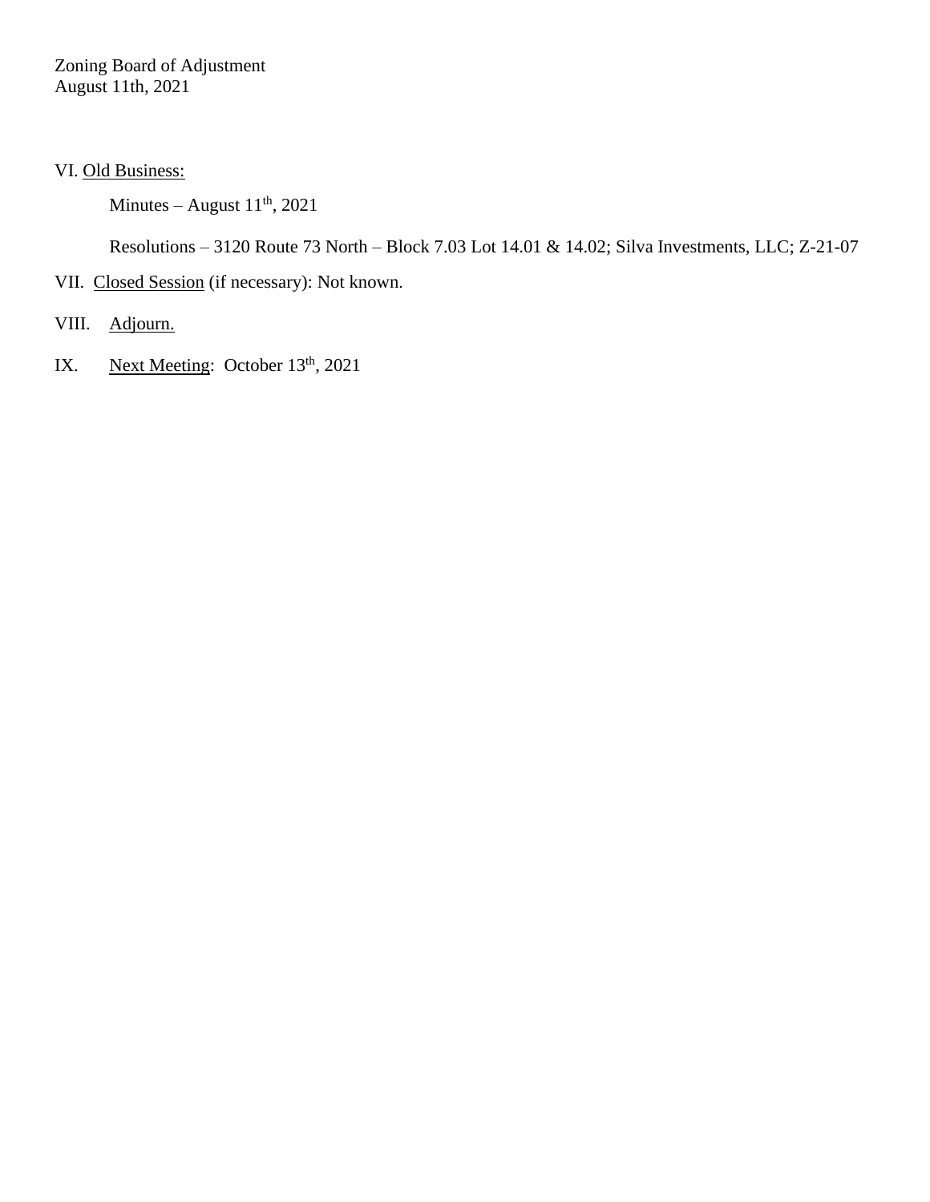VI. Old Business:

Minutes – August 11th, 2021

Resolutions – 3120 Route 73 North – Block 7.03 Lot 14.01 & 14.02; Silva Investments, LLC; Z-21-07

VII. Closed Session (if necessary): Not known.

VIII. Adjourn.

IX. Next Meeting: October 13th, 2021